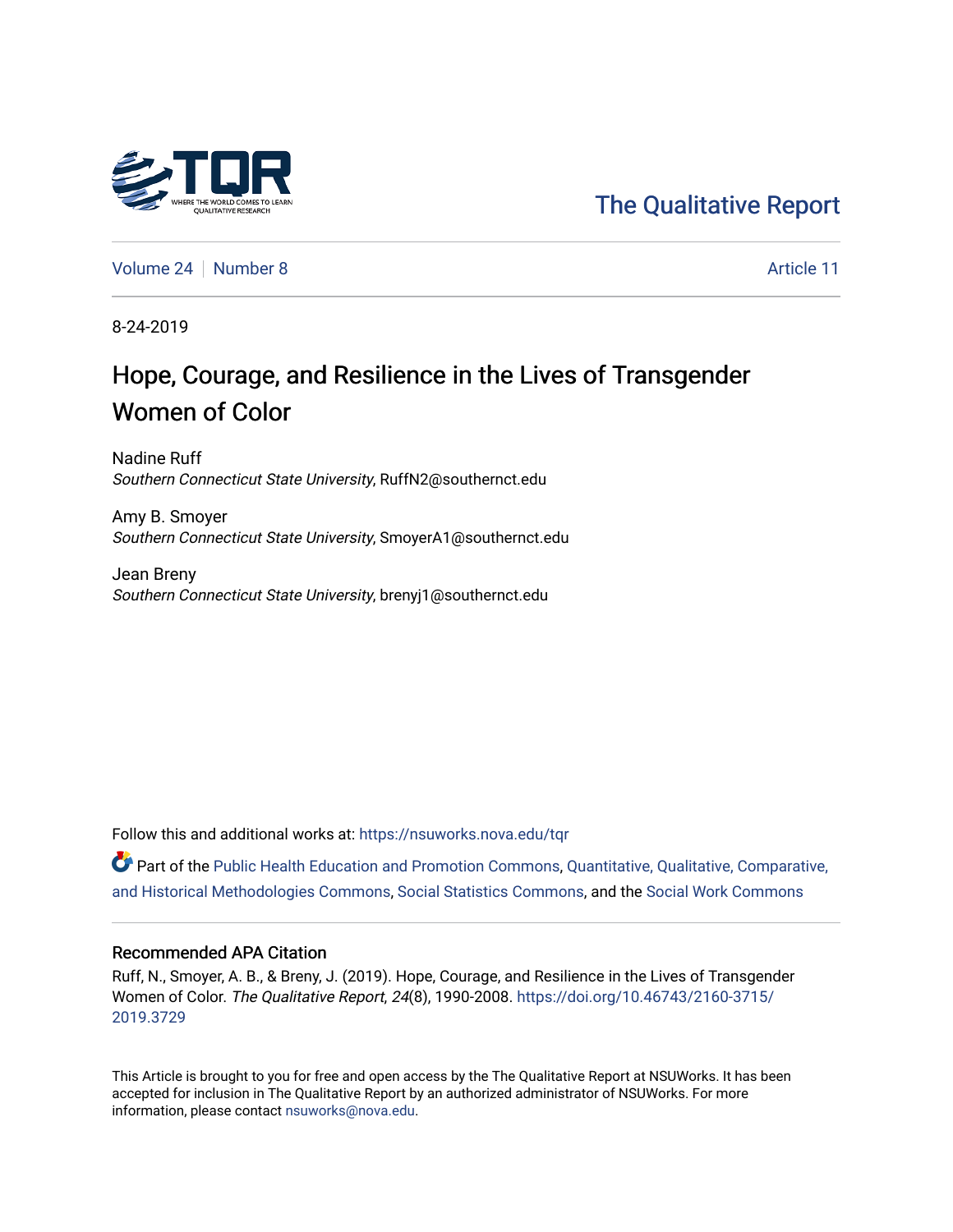The Qualitative Report

Volume 24 | Number 8 | Article 11

8-24-2019

# Hope, Courage, and Resilience in the Lives of Transgender Women of Color

Nadine Ruff
*Southern Connecticut State University*, RuffN2@southernct.edu

Amy B. Smoyer
*Southern Connecticut State University*, SmoyerA1@southernct.edu

Jean Breny
*Southern Connecticut State University*, brenyj1@southernct.edu

Follow this and additional works at: https://nsuworks.nova.edu/tqr

Part of the Public Health Education and Promotion Commons, Quantitative, Qualitative, Comparative, and Historical Methodologies Commons, Social Statistics Commons, and the Social Work Commons

## Recommended APA Citation

Ruff, N., Smoyer, A. B., & Breny, J. (2019). Hope, Courage, and Resilience in the Lives of Transgender Women of Color. *The Qualitative Report*, *24*(8), 1990-2008. https://doi.org/10.46743/2160-3715/2019.3729

This Article is brought to you for free and open access by the The Qualitative Report at NSUWorks. It has been accepted for inclusion in The Qualitative Report by an authorized administrator of NSUWorks. For more information, please contact nsuworks@nova.edu.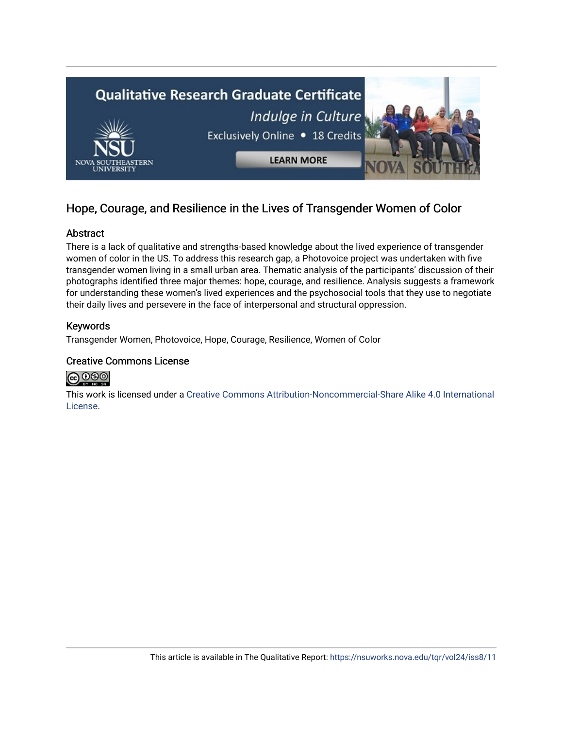# Hope, Courage, and Resilience in the Lives of Transgender Women of Color

## Abstract

There is a lack of qualitative and strengths-based knowledge about the lived experience of transgender women of color in the US. To address this research gap, a Photovoice project was undertaken with five transgender women living in a small urban area. Thematic analysis of the participants' discussion of their photographs identified three major themes: hope, courage, and resilience. Analysis suggests a framework for understanding these women's lived experiences and the psychosocial tools that they use to negotiate their daily lives and persevere in the face of interpersonal and structural oppression.

## Keywords

Transgender Women, Photovoice, Hope, Courage, Resilience, Women of Color

## Creative Commons License

This work is licensed under a Creative Commons Attribution-Noncommercial-Share Alike 4.0 International License.

This article is available in The Qualitative Report: https://nsuworks.nova.edu/tqr/vol24/iss8/11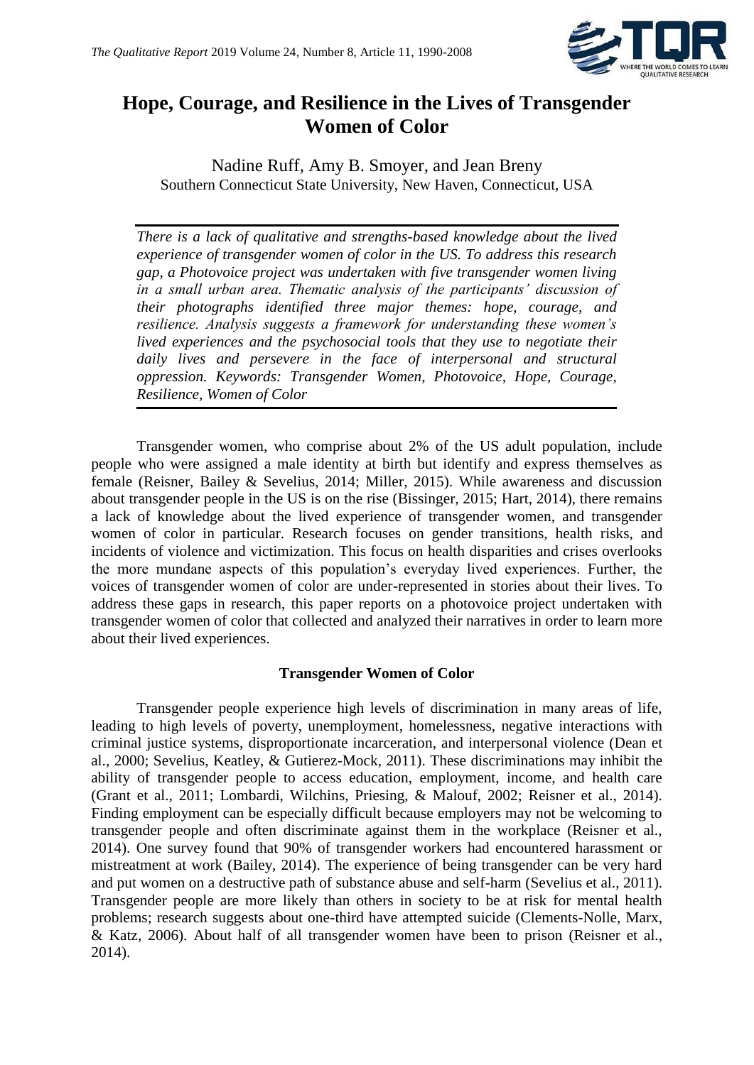# Hope, Courage, and Resilience in the Lives of Transgender Women of Color

Nadine Ruff, Amy B. Smoyer, and Jean Breny
Southern Connecticut State University, New Haven, Connecticut, USA

*There is a lack of qualitative and strengths-based knowledge about the lived experience of transgender women of color in the US. To address this research gap, a Photovoice project was undertaken with five transgender women living in a small urban area. Thematic analysis of the participants' discussion of their photographs identified three major themes: hope, courage, and resilience. Analysis suggests a framework for understanding these women's lived experiences and the psychosocial tools that they use to negotiate their daily lives and persevere in the face of interpersonal and structural oppression. Keywords: Transgender Women, Photovoice, Hope, Courage, Resilience, Women of Color*

Transgender women, who comprise about 2% of the US adult population, include people who were assigned a male identity at birth but identify and express themselves as female (Reisner, Bailey & Sevelius, 2014; Miller, 2015). While awareness and discussion about transgender people in the US is on the rise (Bissinger, 2015; Hart, 2014), there remains a lack of knowledge about the lived experience of transgender women, and transgender women of color in particular. Research focuses on gender transitions, health risks, and incidents of violence and victimization. This focus on health disparities and crises overlooks the more mundane aspects of this population's everyday lived experiences. Further, the voices of transgender women of color are under-represented in stories about their lives. To address these gaps in research, this paper reports on a photovoice project undertaken with transgender women of color that collected and analyzed their narratives in order to learn more about their lived experiences.

## Transgender Women of Color

Transgender people experience high levels of discrimination in many areas of life, leading to high levels of poverty, unemployment, homelessness, negative interactions with criminal justice systems, disproportionate incarceration, and interpersonal violence (Dean et al., 2000; Sevelius, Keatley, & Gutierez-Mock, 2011). These discriminations may inhibit the ability of transgender people to access education, employment, income, and health care (Grant et al., 2011; Lombardi, Wilchins, Priesing, & Malouf, 2002; Reisner et al., 2014). Finding employment can be especially difficult because employers may not be welcoming to transgender people and often discriminate against them in the workplace (Reisner et al., 2014). One survey found that 90% of transgender workers had encountered harassment or mistreatment at work (Bailey, 2014). The experience of being transgender can be very hard and put women on a destructive path of substance abuse and self-harm (Sevelius et al., 2011). Transgender people are more likely than others in society to be at risk for mental health problems; research suggests about one-third have attempted suicide (Clements-Nolle, Marx, & Katz, 2006). About half of all transgender women have been to prison (Reisner et al., 2014).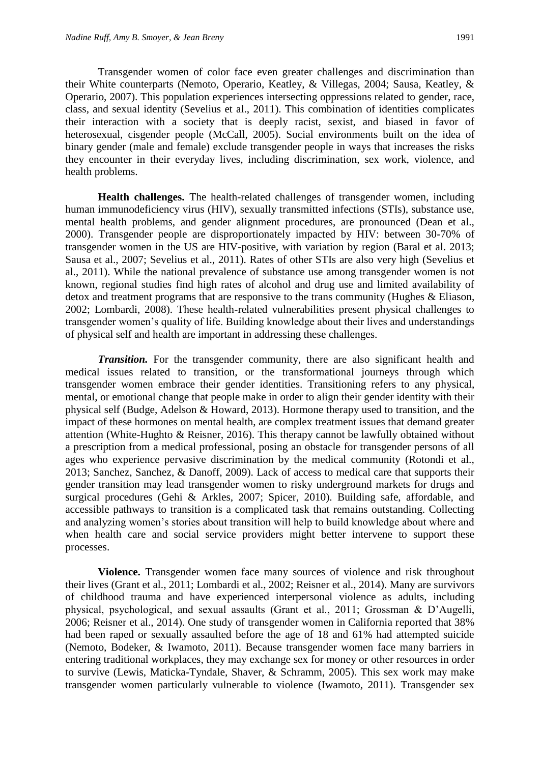Transgender women of color face even greater challenges and discrimination than their White counterparts (Nemoto, Operario, Keatley, & Villegas, 2004; Sausa, Keatley, & Operario, 2007). This population experiences intersecting oppressions related to gender, race, class, and sexual identity (Sevelius et al., 2011). This combination of identities complicates their interaction with a society that is deeply racist, sexist, and biased in favor of heterosexual, cisgender people (McCall, 2005). Social environments built on the idea of binary gender (male and female) exclude transgender people in ways that increases the risks they encounter in their everyday lives, including discrimination, sex work, violence, and health problems.

**Health challenges.** The health-related challenges of transgender women, including human immunodeficiency virus (HIV), sexually transmitted infections (STIs), substance use, mental health problems, and gender alignment procedures, are pronounced (Dean et al., 2000). Transgender people are disproportionately impacted by HIV: between 30-70% of transgender women in the US are HIV-positive, with variation by region (Baral et al. 2013; Sausa et al., 2007; Sevelius et al., 2011). Rates of other STIs are also very high (Sevelius et al., 2011). While the national prevalence of substance use among transgender women is not known, regional studies find high rates of alcohol and drug use and limited availability of detox and treatment programs that are responsive to the trans community (Hughes & Eliason, 2002; Lombardi, 2008). These health-related vulnerabilities present physical challenges to transgender women's quality of life. Building knowledge about their lives and understandings of physical self and health are important in addressing these challenges.

***Transition.*** For the transgender community, there are also significant health and medical issues related to transition, or the transformational journeys through which transgender women embrace their gender identities. Transitioning refers to any physical, mental, or emotional change that people make in order to align their gender identity with their physical self (Budge, Adelson & Howard, 2013). Hormone therapy used to transition, and the impact of these hormones on mental health, are complex treatment issues that demand greater attention (White-Hughto & Reisner, 2016). This therapy cannot be lawfully obtained without a prescription from a medical professional, posing an obstacle for transgender persons of all ages who experience pervasive discrimination by the medical community (Rotondi et al., 2013; Sanchez, Sanchez, & Danoff, 2009). Lack of access to medical care that supports their gender transition may lead transgender women to risky underground markets for drugs and surgical procedures (Gehi & Arkles, 2007; Spicer, 2010). Building safe, affordable, and accessible pathways to transition is a complicated task that remains outstanding. Collecting and analyzing women's stories about transition will help to build knowledge about where and when health care and social service providers might better intervene to support these processes.

**Violence.** Transgender women face many sources of violence and risk throughout their lives (Grant et al., 2011; Lombardi et al., 2002; Reisner et al., 2014). Many are survivors of childhood trauma and have experienced interpersonal violence as adults, including physical, psychological, and sexual assaults (Grant et al., 2011; Grossman & D'Augelli, 2006; Reisner et al., 2014). One study of transgender women in California reported that 38% had been raped or sexually assaulted before the age of 18 and 61% had attempted suicide (Nemoto, Bodeker, & Iwamoto, 2011). Because transgender women face many barriers in entering traditional workplaces, they may exchange sex for money or other resources in order to survive (Lewis, Maticka-Tyndale, Shaver, & Schramm, 2005). This sex work may make transgender women particularly vulnerable to violence (Iwamoto, 2011). Transgender sex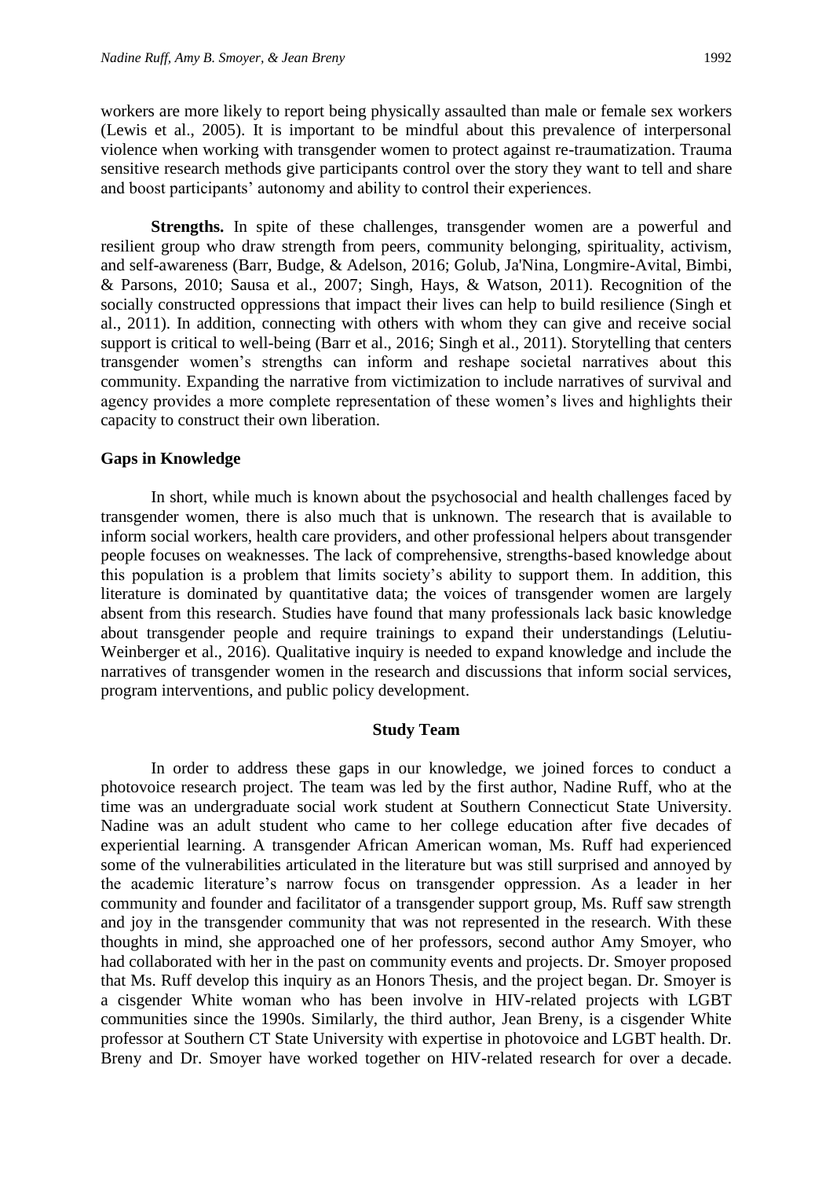workers are more likely to report being physically assaulted than male or female sex workers (Lewis et al., 2005). It is important to be mindful about this prevalence of interpersonal violence when working with transgender women to protect against re-traumatization. Trauma sensitive research methods give participants control over the story they want to tell and share and boost participants' autonomy and ability to control their experiences.

**Strengths.** In spite of these challenges, transgender women are a powerful and resilient group who draw strength from peers, community belonging, spirituality, activism, and self-awareness (Barr, Budge, & Adelson, 2016; Golub, Ja'Nina, Longmire-Avital, Bimbi, & Parsons, 2010; Sausa et al., 2007; Singh, Hays, & Watson, 2011). Recognition of the socially constructed oppressions that impact their lives can help to build resilience (Singh et al., 2011). In addition, connecting with others with whom they can give and receive social support is critical to well-being (Barr et al., 2016; Singh et al., 2011). Storytelling that centers transgender women's strengths can inform and reshape societal narratives about this community. Expanding the narrative from victimization to include narratives of survival and agency provides a more complete representation of these women's lives and highlights their capacity to construct their own liberation.

### Gaps in Knowledge

In short, while much is known about the psychosocial and health challenges faced by transgender women, there is also much that is unknown. The research that is available to inform social workers, health care providers, and other professional helpers about transgender people focuses on weaknesses. The lack of comprehensive, strengths-based knowledge about this population is a problem that limits society's ability to support them. In addition, this literature is dominated by quantitative data; the voices of transgender women are largely absent from this research. Studies have found that many professionals lack basic knowledge about transgender people and require trainings to expand their understandings (Lelutiu-Weinberger et al., 2016). Qualitative inquiry is needed to expand knowledge and include the narratives of transgender women in the research and discussions that inform social services, program interventions, and public policy development.

## Study Team

In order to address these gaps in our knowledge, we joined forces to conduct a photovoice research project. The team was led by the first author, Nadine Ruff, who at the time was an undergraduate social work student at Southern Connecticut State University. Nadine was an adult student who came to her college education after five decades of experiential learning. A transgender African American woman, Ms. Ruff had experienced some of the vulnerabilities articulated in the literature but was still surprised and annoyed by the academic literature's narrow focus on transgender oppression. As a leader in her community and founder and facilitator of a transgender support group, Ms. Ruff saw strength and joy in the transgender community that was not represented in the research. With these thoughts in mind, she approached one of her professors, second author Amy Smoyer, who had collaborated with her in the past on community events and projects. Dr. Smoyer proposed that Ms. Ruff develop this inquiry as an Honors Thesis, and the project began. Dr. Smoyer is a cisgender White woman who has been involve in HIV-related projects with LGBT communities since the 1990s. Similarly, the third author, Jean Breny, is a cisgender White professor at Southern CT State University with expertise in photovoice and LGBT health. Dr. Breny and Dr. Smoyer have worked together on HIV-related research for over a decade.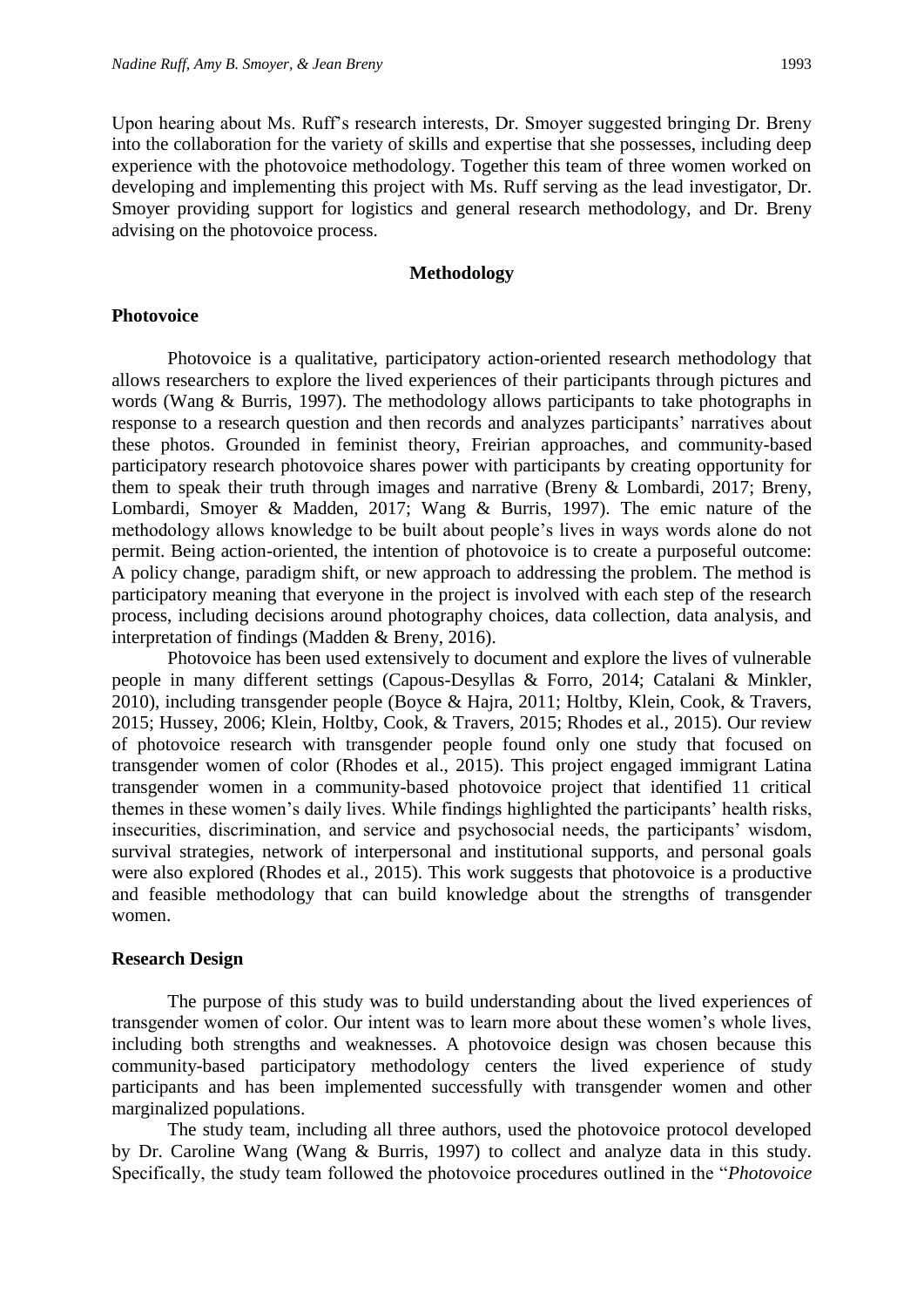Upon hearing about Ms. Ruff's research interests, Dr. Smoyer suggested bringing Dr. Breny into the collaboration for the variety of skills and expertise that she possesses, including deep experience with the photovoice methodology. Together this team of three women worked on developing and implementing this project with Ms. Ruff serving as the lead investigator, Dr. Smoyer providing support for logistics and general research methodology, and Dr. Breny advising on the photovoice process.

## Methodology

### Photovoice

Photovoice is a qualitative, participatory action-oriented research methodology that allows researchers to explore the lived experiences of their participants through pictures and words (Wang & Burris, 1997). The methodology allows participants to take photographs in response to a research question and then records and analyzes participants' narratives about these photos. Grounded in feminist theory, Freirian approaches, and community-based participatory research photovoice shares power with participants by creating opportunity for them to speak their truth through images and narrative (Breny & Lombardi, 2017; Breny, Lombardi, Smoyer & Madden, 2017; Wang & Burris, 1997). The emic nature of the methodology allows knowledge to be built about people's lives in ways words alone do not permit. Being action-oriented, the intention of photovoice is to create a purposeful outcome: A policy change, paradigm shift, or new approach to addressing the problem. The method is participatory meaning that everyone in the project is involved with each step of the research process, including decisions around photography choices, data collection, data analysis, and interpretation of findings (Madden & Breny, 2016).

Photovoice has been used extensively to document and explore the lives of vulnerable people in many different settings (Capous-Desyllas & Forro, 2014; Catalani & Minkler, 2010), including transgender people (Boyce & Hajra, 2011; Holtby, Klein, Cook, & Travers, 2015; Hussey, 2006; Klein, Holtby, Cook, & Travers, 2015; Rhodes et al., 2015). Our review of photovoice research with transgender people found only one study that focused on transgender women of color (Rhodes et al., 2015). This project engaged immigrant Latina transgender women in a community-based photovoice project that identified 11 critical themes in these women's daily lives. While findings highlighted the participants' health risks, insecurities, discrimination, and service and psychosocial needs, the participants' wisdom, survival strategies, network of interpersonal and institutional supports, and personal goals were also explored (Rhodes et al., 2015). This work suggests that photovoice is a productive and feasible methodology that can build knowledge about the strengths of transgender women.

### Research Design

The purpose of this study was to build understanding about the lived experiences of transgender women of color. Our intent was to learn more about these women's whole lives, including both strengths and weaknesses. A photovoice design was chosen because this community-based participatory methodology centers the lived experience of study participants and has been implemented successfully with transgender women and other marginalized populations.

The study team, including all three authors, used the photovoice protocol developed by Dr. Caroline Wang (Wang & Burris, 1997) to collect and analyze data in this study. Specifically, the study team followed the photovoice procedures outlined in the "*Photovoice*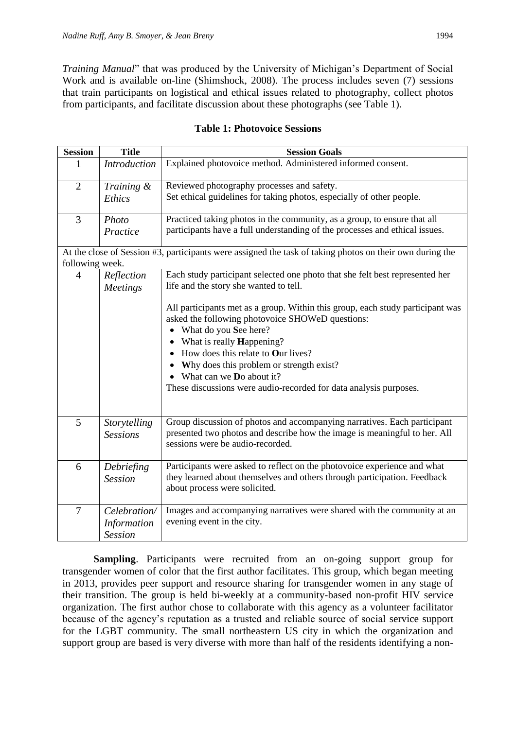*Training Manual*" that was produced by the University of Michigan's Department of Social Work and is available on-line (Shimshock, 2008). The process includes seven (7) sessions that train participants on logistical and ethical issues related to photography, collect photos from participants, and facilitate discussion about these photographs (see Table 1).

**Table 1: Photovoice Sessions**

| Session | Title | Session Goals |
|---|---|---|
| 1 | *Introduction* | Explained photovoice method. Administered informed consent. |
| 2 | *Training & Ethics* | Reviewed photography processes and safety.<br>Set ethical guidelines for taking photos, especially of other people. |
| 3 | *Photo Practice* | Practiced taking photos in the community, as a group, to ensure that all participants have a full understanding of the processes and ethical issues. |
| At the close of Session #3, participants were assigned the task of taking photos on their own during the following week. | | |
| 4 | *Reflection Meetings* | Each study participant selected one photo that she felt best represented her life and the story she wanted to tell.<br><br>All participants met as a group. Within this group, each study participant was asked the following photovoice SHOWeD questions:<br>• What do you **S**ee here?<br>• What is really **H**appening?<br>• How does this relate to **O**ur lives?<br>• **W**hy does this problem or strength exist?<br>• What can we **D**o about it?<br>These discussions were audio-recorded for data analysis purposes. |
| 5 | *Storytelling Sessions* | Group discussion of photos and accompanying narratives. Each participant presented two photos and describe how the image is meaningful to her. All sessions were be audio-recorded. |
| 6 | *Debriefing Session* | Participants were asked to reflect on the photovoice experience and what they learned about themselves and others through participation. Feedback about process were solicited. |
| 7 | *Celebration/ Information Session* | Images and accompanying narratives were shared with the community at an evening event in the city. |

**Sampling**. Participants were recruited from an on-going support group for transgender women of color that the first author facilitates. This group, which began meeting in 2013, provides peer support and resource sharing for transgender women in any stage of their transition. The group is held bi-weekly at a community-based non-profit HIV service organization. The first author chose to collaborate with this agency as a volunteer facilitator because of the agency's reputation as a trusted and reliable source of social service support for the LGBT community. The small northeastern US city in which the organization and support group are based is very diverse with more than half of the residents identifying a non-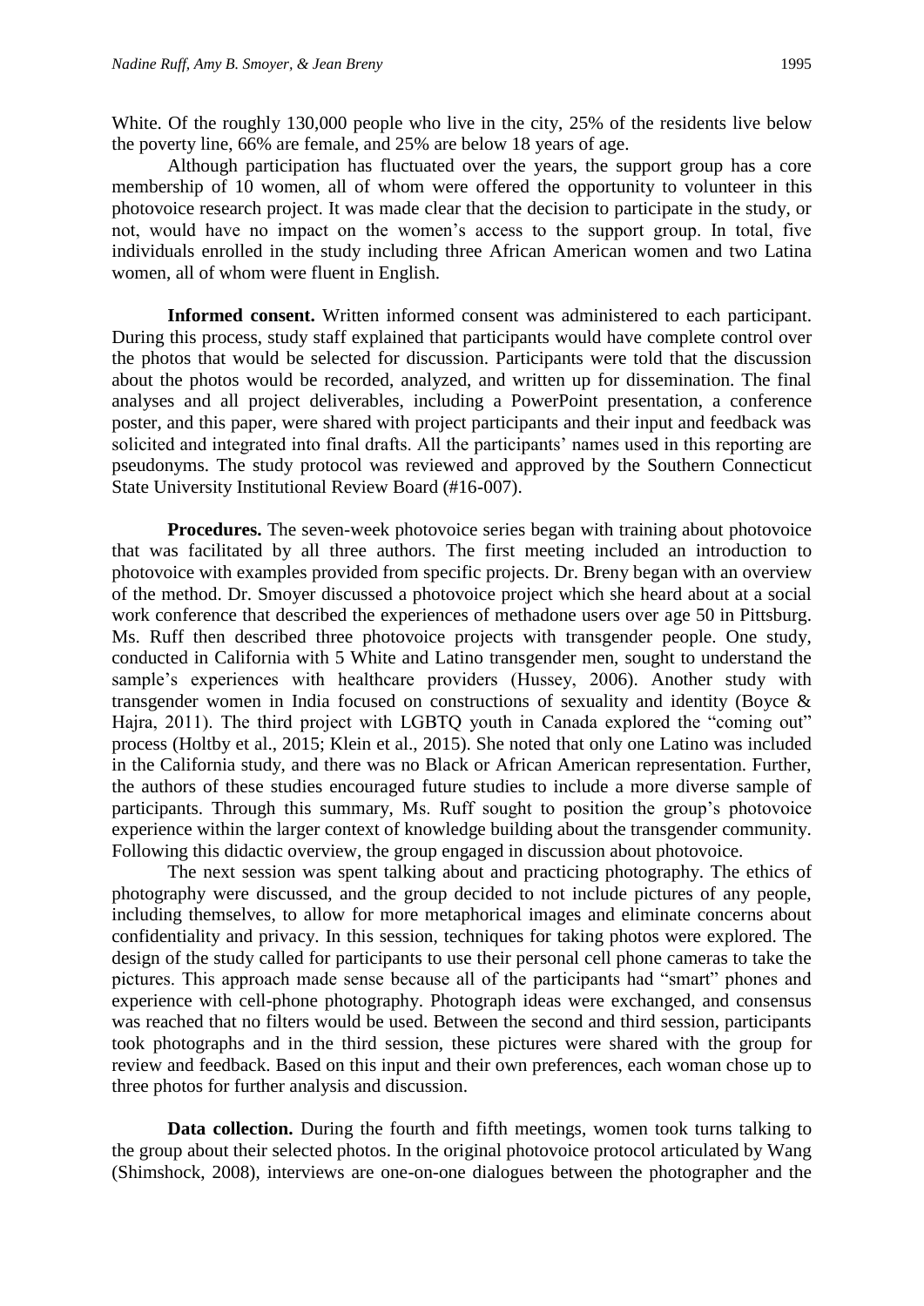White. Of the roughly 130,000 people who live in the city, 25% of the residents live below the poverty line, 66% are female, and 25% are below 18 years of age.

Although participation has fluctuated over the years, the support group has a core membership of 10 women, all of whom were offered the opportunity to volunteer in this photovoice research project. It was made clear that the decision to participate in the study, or not, would have no impact on the women's access to the support group. In total, five individuals enrolled in the study including three African American women and two Latina women, all of whom were fluent in English.

**Informed consent.** Written informed consent was administered to each participant. During this process, study staff explained that participants would have complete control over the photos that would be selected for discussion. Participants were told that the discussion about the photos would be recorded, analyzed, and written up for dissemination. The final analyses and all project deliverables, including a PowerPoint presentation, a conference poster, and this paper, were shared with project participants and their input and feedback was solicited and integrated into final drafts. All the participants' names used in this reporting are pseudonyms. The study protocol was reviewed and approved by the Southern Connecticut State University Institutional Review Board (#16-007).

**Procedures.** The seven-week photovoice series began with training about photovoice that was facilitated by all three authors. The first meeting included an introduction to photovoice with examples provided from specific projects. Dr. Breny began with an overview of the method. Dr. Smoyer discussed a photovoice project which she heard about at a social work conference that described the experiences of methadone users over age 50 in Pittsburg. Ms. Ruff then described three photovoice projects with transgender people. One study, conducted in California with 5 White and Latino transgender men, sought to understand the sample's experiences with healthcare providers (Hussey, 2006). Another study with transgender women in India focused on constructions of sexuality and identity (Boyce & Hajra, 2011). The third project with LGBTQ youth in Canada explored the "coming out" process (Holtby et al., 2015; Klein et al., 2015). She noted that only one Latino was included in the California study, and there was no Black or African American representation. Further, the authors of these studies encouraged future studies to include a more diverse sample of participants. Through this summary, Ms. Ruff sought to position the group's photovoice experience within the larger context of knowledge building about the transgender community. Following this didactic overview, the group engaged in discussion about photovoice.

The next session was spent talking about and practicing photography. The ethics of photography were discussed, and the group decided to not include pictures of any people, including themselves, to allow for more metaphorical images and eliminate concerns about confidentiality and privacy. In this session, techniques for taking photos were explored. The design of the study called for participants to use their personal cell phone cameras to take the pictures. This approach made sense because all of the participants had "smart" phones and experience with cell-phone photography. Photograph ideas were exchanged, and consensus was reached that no filters would be used. Between the second and third session, participants took photographs and in the third session, these pictures were shared with the group for review and feedback. Based on this input and their own preferences, each woman chose up to three photos for further analysis and discussion.

**Data collection.** During the fourth and fifth meetings, women took turns talking to the group about their selected photos. In the original photovoice protocol articulated by Wang (Shimshock, 2008), interviews are one-on-one dialogues between the photographer and the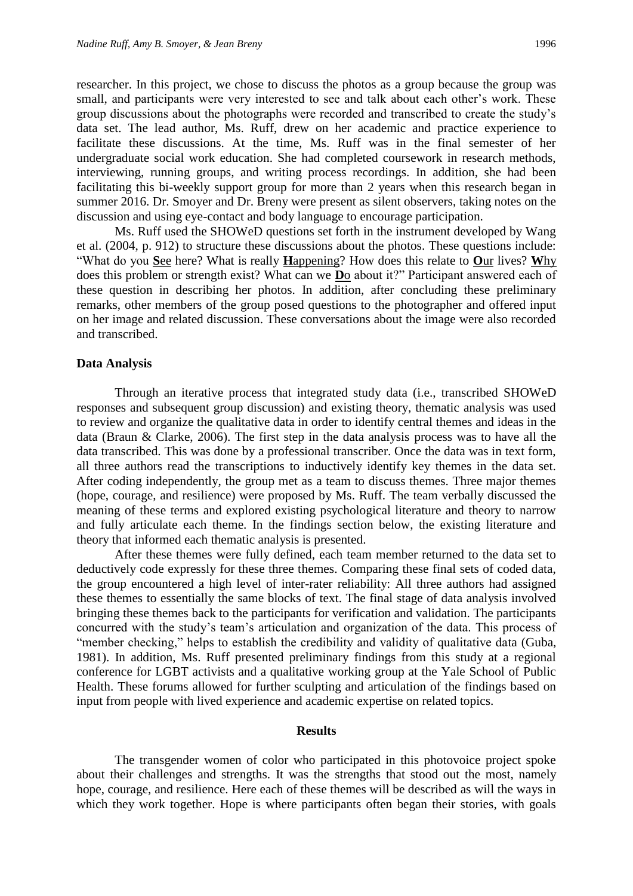researcher. In this project, we chose to discuss the photos as a group because the group was small, and participants were very interested to see and talk about each other's work. These group discussions about the photographs were recorded and transcribed to create the study's data set. The lead author, Ms. Ruff, drew on her academic and practice experience to facilitate these discussions. At the time, Ms. Ruff was in the final semester of her undergraduate social work education. She had completed coursework in research methods, interviewing, running groups, and writing process recordings. In addition, she had been facilitating this bi-weekly support group for more than 2 years when this research began in summer 2016. Dr. Smoyer and Dr. Breny were present as silent observers, taking notes on the discussion and using eye-contact and body language to encourage participation.

Ms. Ruff used the SHOWeD questions set forth in the instrument developed by Wang et al. (2004, p. 912) to structure these discussions about the photos. These questions include: "What do you **S**ee here? What is really **H**appening? How does this relate to **O**ur lives? **W**hy does this problem or strength exist? What can we **D**o about it?" Participant answered each of these question in describing her photos. In addition, after concluding these preliminary remarks, other members of the group posed questions to the photographer and offered input on her image and related discussion. These conversations about the image were also recorded and transcribed.

### Data Analysis

Through an iterative process that integrated study data (i.e., transcribed SHOWeD responses and subsequent group discussion) and existing theory, thematic analysis was used to review and organize the qualitative data in order to identify central themes and ideas in the data (Braun & Clarke, 2006). The first step in the data analysis process was to have all the data transcribed. This was done by a professional transcriber. Once the data was in text form, all three authors read the transcriptions to inductively identify key themes in the data set. After coding independently, the group met as a team to discuss themes. Three major themes (hope, courage, and resilience) were proposed by Ms. Ruff. The team verbally discussed the meaning of these terms and explored existing psychological literature and theory to narrow and fully articulate each theme. In the findings section below, the existing literature and theory that informed each thematic analysis is presented.

After these themes were fully defined, each team member returned to the data set to deductively code expressly for these three themes. Comparing these final sets of coded data, the group encountered a high level of inter-rater reliability: All three authors had assigned these themes to essentially the same blocks of text. The final stage of data analysis involved bringing these themes back to the participants for verification and validation. The participants concurred with the study's team's articulation and organization of the data. This process of "member checking," helps to establish the credibility and validity of qualitative data (Guba, 1981). In addition, Ms. Ruff presented preliminary findings from this study at a regional conference for LGBT activists and a qualitative working group at the Yale School of Public Health. These forums allowed for further sculpting and articulation of the findings based on input from people with lived experience and academic expertise on related topics.

## Results

The transgender women of color who participated in this photovoice project spoke about their challenges and strengths. It was the strengths that stood out the most, namely hope, courage, and resilience. Here each of these themes will be described as will the ways in which they work together. Hope is where participants often began their stories, with goals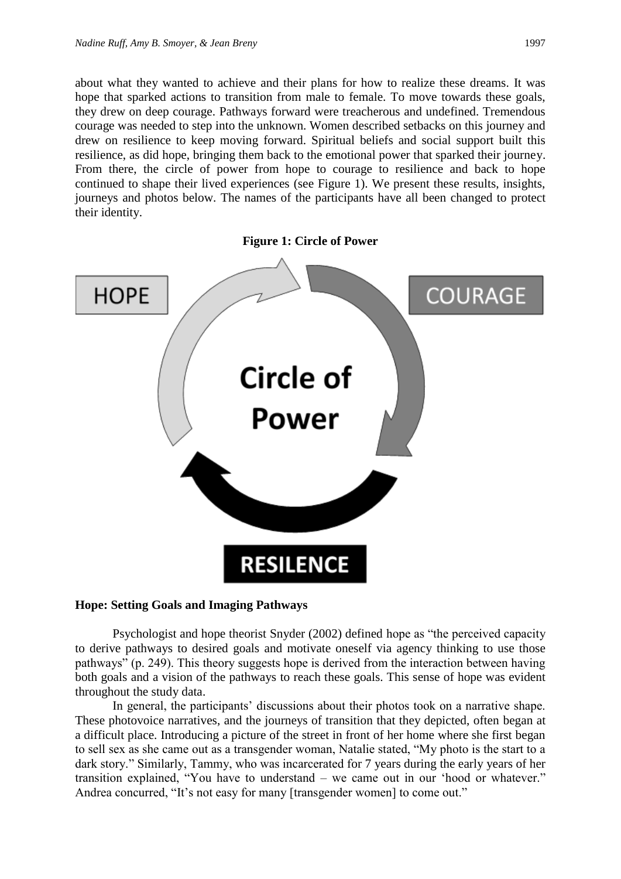about what they wanted to achieve and their plans for how to realize these dreams. It was hope that sparked actions to transition from male to female. To move towards these goals, they drew on deep courage. Pathways forward were treacherous and undefined. Tremendous courage was needed to step into the unknown. Women described setbacks on this journey and drew on resilience to keep moving forward. Spiritual beliefs and social support built this resilience, as did hope, bringing them back to the emotional power that sparked their journey. From there, the circle of power from hope to courage to resilience and back to hope continued to shape their lived experiences (see Figure 1). We present these results, insights, journeys and photos below. The names of the participants have all been changed to protect their identity.

**Figure 1: Circle of Power**

HOPE

COURAGE

Circle of Power

RESILENCE

**Hope: Setting Goals and Imaging Pathways**

Psychologist and hope theorist Snyder (2002) defined hope as "the perceived capacity to derive pathways to desired goals and motivate oneself via agency thinking to use those pathways" (p. 249). This theory suggests hope is derived from the interaction between having both goals and a vision of the pathways to reach these goals. This sense of hope was evident throughout the study data.

In general, the participants' discussions about their photos took on a narrative shape. These photovoice narratives, and the journeys of transition that they depicted, often began at a difficult place. Introducing a picture of the street in front of her home where she first began to sell sex as she came out as a transgender woman, Natalie stated, "My photo is the start to a dark story." Similarly, Tammy, who was incarcerated for 7 years during the early years of her transition explained, "You have to understand – we came out in our 'hood or whatever." Andrea concurred, "It's not easy for many [transgender women] to come out."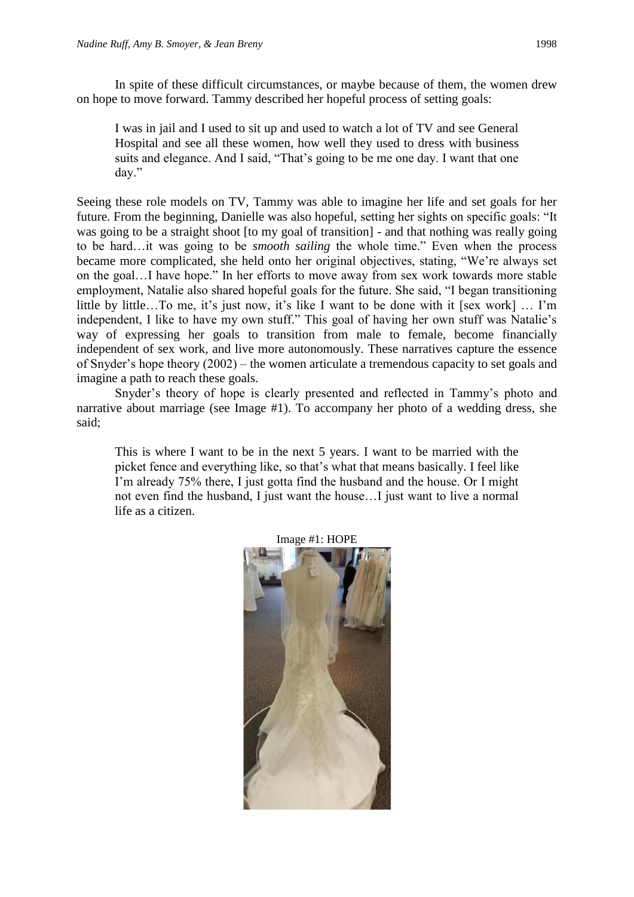In spite of these difficult circumstances, or maybe because of them, the women drew on hope to move forward. Tammy described her hopeful process of setting goals:

> I was in jail and I used to sit up and used to watch a lot of TV and see General Hospital and see all these women, how well they used to dress with business suits and elegance. And I said, "That's going to be me one day. I want that one day."

Seeing these role models on TV, Tammy was able to imagine her life and set goals for her future. From the beginning, Danielle was also hopeful, setting her sights on specific goals: "It was going to be a straight shoot [to my goal of transition] - and that nothing was really going to be hard…it was going to be *smooth sailing* the whole time." Even when the process became more complicated, she held onto her original objectives, stating, "We're always set on the goal…I have hope." In her efforts to move away from sex work towards more stable employment, Natalie also shared hopeful goals for the future. She said, "I began transitioning little by little…To me, it's just now, it's like I want to be done with it [sex work] … I'm independent, I like to have my own stuff." This goal of having her own stuff was Natalie's way of expressing her goals to transition from male to female, become financially independent of sex work, and live more autonomously. These narratives capture the essence of Snyder's hope theory (2002) – the women articulate a tremendous capacity to set goals and imagine a path to reach these goals.

Snyder's theory of hope is clearly presented and reflected in Tammy's photo and narrative about marriage (see Image #1). To accompany her photo of a wedding dress, she said;

> This is where I want to be in the next 5 years. I want to be married with the picket fence and everything like, so that's what that means basically. I feel like I'm already 75% there, I just gotta find the husband and the house. Or I might not even find the husband, I just want the house…I just want to live a normal life as a citizen.

Image #1: HOPE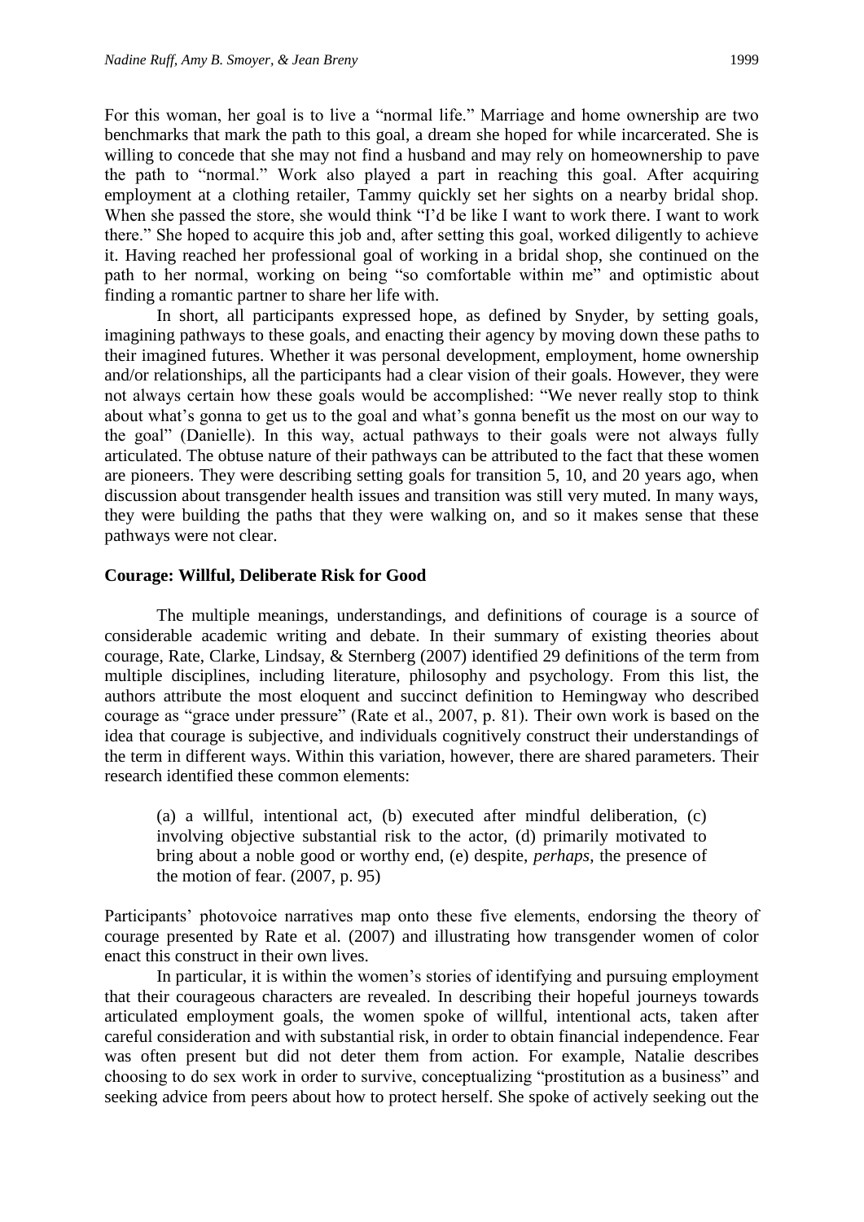For this woman, her goal is to live a "normal life." Marriage and home ownership are two benchmarks that mark the path to this goal, a dream she hoped for while incarcerated. She is willing to concede that she may not find a husband and may rely on homeownership to pave the path to "normal." Work also played a part in reaching this goal. After acquiring employment at a clothing retailer, Tammy quickly set her sights on a nearby bridal shop. When she passed the store, she would think "I'd be like I want to work there. I want to work there." She hoped to acquire this job and, after setting this goal, worked diligently to achieve it. Having reached her professional goal of working in a bridal shop, she continued on the path to her normal, working on being "so comfortable within me" and optimistic about finding a romantic partner to share her life with.

In short, all participants expressed hope, as defined by Snyder, by setting goals, imagining pathways to these goals, and enacting their agency by moving down these paths to their imagined futures. Whether it was personal development, employment, home ownership and/or relationships, all the participants had a clear vision of their goals. However, they were not always certain how these goals would be accomplished: "We never really stop to think about what's gonna to get us to the goal and what's gonna benefit us the most on our way to the goal" (Danielle). In this way, actual pathways to their goals were not always fully articulated. The obtuse nature of their pathways can be attributed to the fact that these women are pioneers. They were describing setting goals for transition 5, 10, and 20 years ago, when discussion about transgender health issues and transition was still very muted. In many ways, they were building the paths that they were walking on, and so it makes sense that these pathways were not clear.

**Courage: Willful, Deliberate Risk for Good**

The multiple meanings, understandings, and definitions of courage is a source of considerable academic writing and debate. In their summary of existing theories about courage, Rate, Clarke, Lindsay, & Sternberg (2007) identified 29 definitions of the term from multiple disciplines, including literature, philosophy and psychology. From this list, the authors attribute the most eloquent and succinct definition to Hemingway who described courage as "grace under pressure" (Rate et al., 2007, p. 81). Their own work is based on the idea that courage is subjective, and individuals cognitively construct their understandings of the term in different ways. Within this variation, however, there are shared parameters. Their research identified these common elements:

> (a) a willful, intentional act, (b) executed after mindful deliberation, (c) involving objective substantial risk to the actor, (d) primarily motivated to bring about a noble good or worthy end, (e) despite, *perhaps*, the presence of the motion of fear. (2007, p. 95)

Participants' photovoice narratives map onto these five elements, endorsing the theory of courage presented by Rate et al. (2007) and illustrating how transgender women of color enact this construct in their own lives.

In particular, it is within the women's stories of identifying and pursuing employment that their courageous characters are revealed. In describing their hopeful journeys towards articulated employment goals, the women spoke of willful, intentional acts, taken after careful consideration and with substantial risk, in order to obtain financial independence. Fear was often present but did not deter them from action. For example, Natalie describes choosing to do sex work in order to survive, conceptualizing "prostitution as a business" and seeking advice from peers about how to protect herself. She spoke of actively seeking out the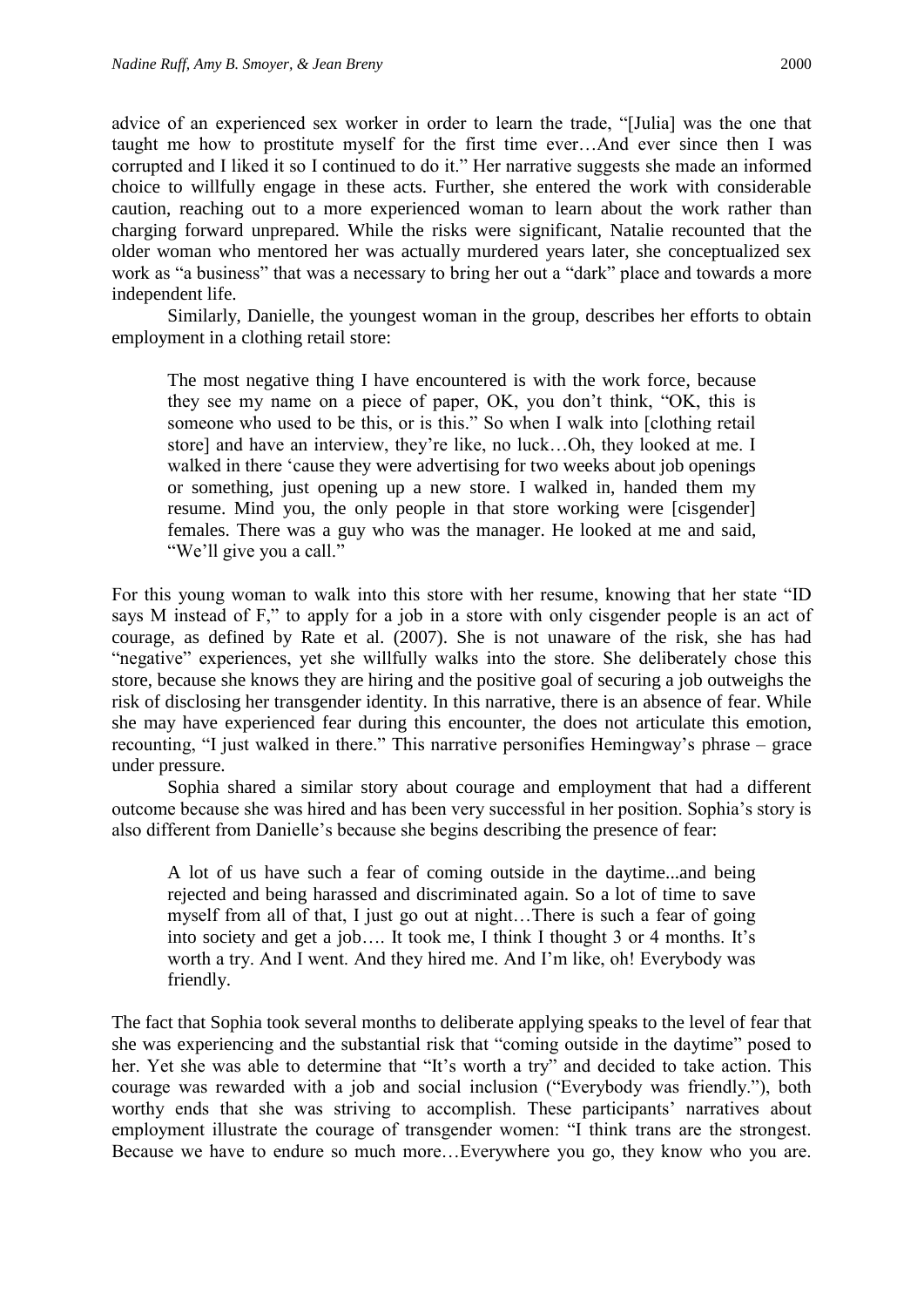advice of an experienced sex worker in order to learn the trade, "[Julia] was the one that taught me how to prostitute myself for the first time ever…And ever since then I was corrupted and I liked it so I continued to do it." Her narrative suggests she made an informed choice to willfully engage in these acts. Further, she entered the work with considerable caution, reaching out to a more experienced woman to learn about the work rather than charging forward unprepared. While the risks were significant, Natalie recounted that the older woman who mentored her was actually murdered years later, she conceptualized sex work as "a business" that was a necessary to bring her out a "dark" place and towards a more independent life.

Similarly, Danielle, the youngest woman in the group, describes her efforts to obtain employment in a clothing retail store:

> The most negative thing I have encountered is with the work force, because they see my name on a piece of paper, OK, you don't think, "OK, this is someone who used to be this, or is this." So when I walk into [clothing retail store] and have an interview, they're like, no luck…Oh, they looked at me. I walked in there 'cause they were advertising for two weeks about job openings or something, just opening up a new store. I walked in, handed them my resume. Mind you, the only people in that store working were [cisgender] females. There was a guy who was the manager. He looked at me and said, "We'll give you a call."

For this young woman to walk into this store with her resume, knowing that her state "ID says M instead of F," to apply for a job in a store with only cisgender people is an act of courage, as defined by Rate et al. (2007). She is not unaware of the risk, she has had "negative" experiences, yet she willfully walks into the store. She deliberately chose this store, because she knows they are hiring and the positive goal of securing a job outweighs the risk of disclosing her transgender identity. In this narrative, there is an absence of fear. While she may have experienced fear during this encounter, the does not articulate this emotion, recounting, "I just walked in there." This narrative personifies Hemingway's phrase – grace under pressure.

Sophia shared a similar story about courage and employment that had a different outcome because she was hired and has been very successful in her position. Sophia's story is also different from Danielle's because she begins describing the presence of fear:

> A lot of us have such a fear of coming outside in the daytime...and being rejected and being harassed and discriminated again. So a lot of time to save myself from all of that, I just go out at night…There is such a fear of going into society and get a job…. It took me, I think I thought 3 or 4 months. It's worth a try. And I went. And they hired me. And I'm like, oh! Everybody was friendly.

The fact that Sophia took several months to deliberate applying speaks to the level of fear that she was experiencing and the substantial risk that "coming outside in the daytime" posed to her. Yet she was able to determine that "It's worth a try" and decided to take action. This courage was rewarded with a job and social inclusion ("Everybody was friendly."), both worthy ends that she was striving to accomplish. These participants' narratives about employment illustrate the courage of transgender women: "I think trans are the strongest. Because we have to endure so much more…Everywhere you go, they know who you are.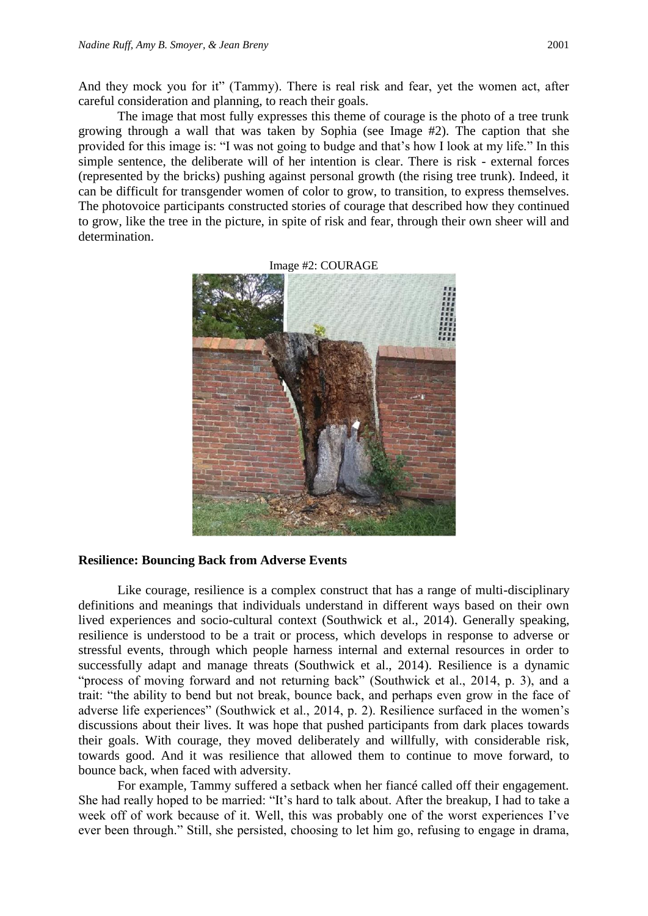And they mock you for it" (Tammy). There is real risk and fear, yet the women act, after careful consideration and planning, to reach their goals.

The image that most fully expresses this theme of courage is the photo of a tree trunk growing through a wall that was taken by Sophia (see Image #2). The caption that she provided for this image is: "I was not going to budge and that's how I look at my life." In this simple sentence, the deliberate will of her intention is clear. There is risk - external forces (represented by the bricks) pushing against personal growth (the rising tree trunk). Indeed, it can be difficult for transgender women of color to grow, to transition, to express themselves. The photovoice participants constructed stories of courage that described how they continued to grow, like the tree in the picture, in spite of risk and fear, through their own sheer will and determination.

Image #2: COURAGE

**Resilience: Bouncing Back from Adverse Events**

Like courage, resilience is a complex construct that has a range of multi-disciplinary definitions and meanings that individuals understand in different ways based on their own lived experiences and socio-cultural context (Southwick et al., 2014). Generally speaking, resilience is understood to be a trait or process, which develops in response to adverse or stressful events, through which people harness internal and external resources in order to successfully adapt and manage threats (Southwick et al., 2014). Resilience is a dynamic "process of moving forward and not returning back" (Southwick et al., 2014, p. 3), and a trait: "the ability to bend but not break, bounce back, and perhaps even grow in the face of adverse life experiences" (Southwick et al., 2014, p. 2). Resilience surfaced in the women's discussions about their lives. It was hope that pushed participants from dark places towards their goals. With courage, they moved deliberately and willfully, with considerable risk, towards good. And it was resilience that allowed them to continue to move forward, to bounce back, when faced with adversity.

For example, Tammy suffered a setback when her fiancé called off their engagement. She had really hoped to be married: "It's hard to talk about. After the breakup, I had to take a week off of work because of it. Well, this was probably one of the worst experiences I've ever been through." Still, she persisted, choosing to let him go, refusing to engage in drama,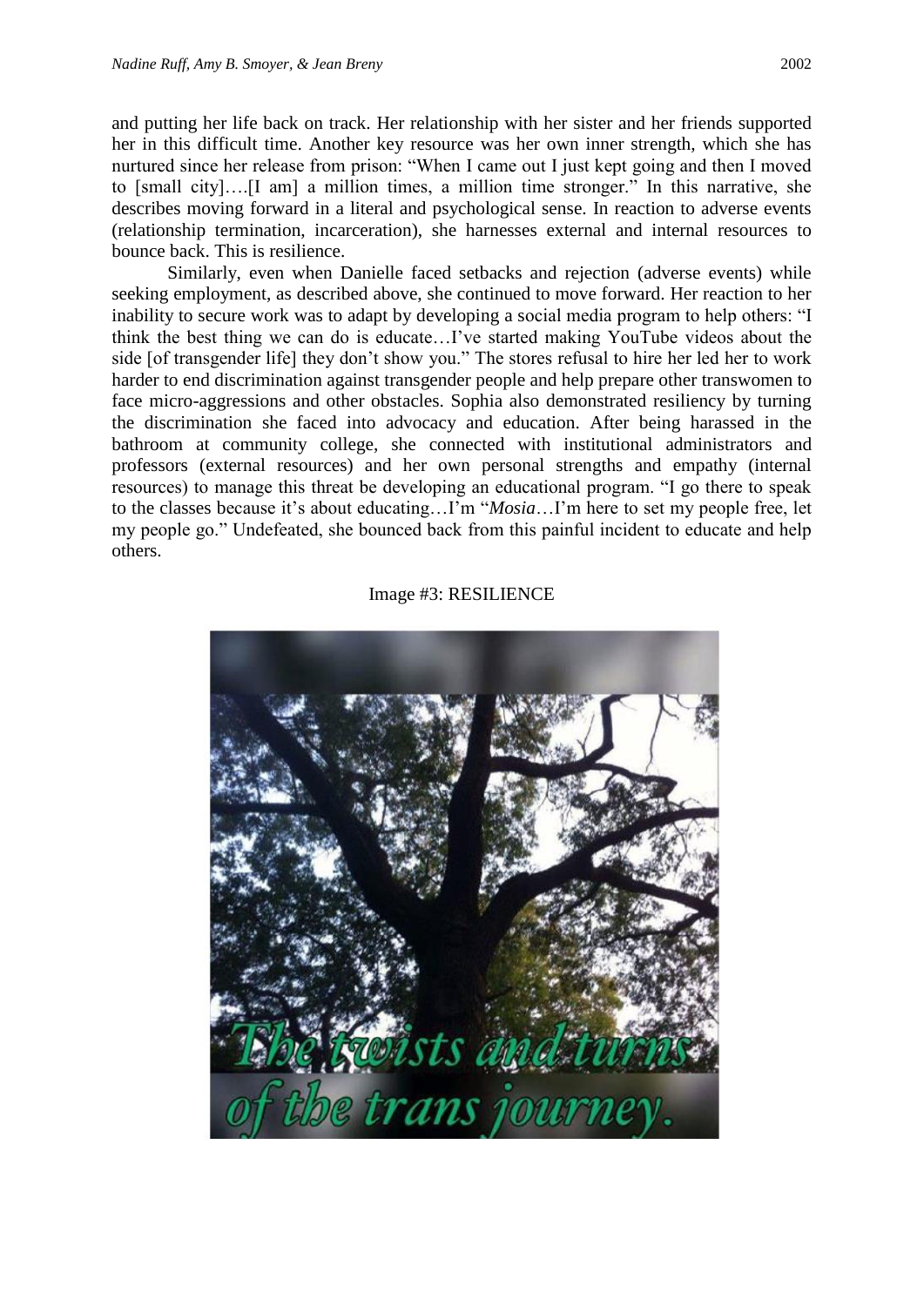and putting her life back on track. Her relationship with her sister and her friends supported her in this difficult time. Another key resource was her own inner strength, which she has nurtured since her release from prison: "When I came out I just kept going and then I moved to [small city]….[I am] a million times, a million time stronger." In this narrative, she describes moving forward in a literal and psychological sense. In reaction to adverse events (relationship termination, incarceration), she harnesses external and internal resources to bounce back. This is resilience.

Similarly, even when Danielle faced setbacks and rejection (adverse events) while seeking employment, as described above, she continued to move forward. Her reaction to her inability to secure work was to adapt by developing a social media program to help others: "I think the best thing we can do is educate…I've started making YouTube videos about the side [of transgender life] they don't show you." The stores refusal to hire her led her to work harder to end discrimination against transgender people and help prepare other transwomen to face micro-aggressions and other obstacles. Sophia also demonstrated resiliency by turning the discrimination she faced into advocacy and education. After being harassed in the bathroom at community college, she connected with institutional administrators and professors (external resources) and her own personal strengths and empathy (internal resources) to manage this threat be developing an educational program. "I go there to speak to the classes because it's about educating…I'm "*Mosia*…I'm here to set my people free, let my people go." Undefeated, she bounced back from this painful incident to educate and help others.

Image #3: RESILIENCE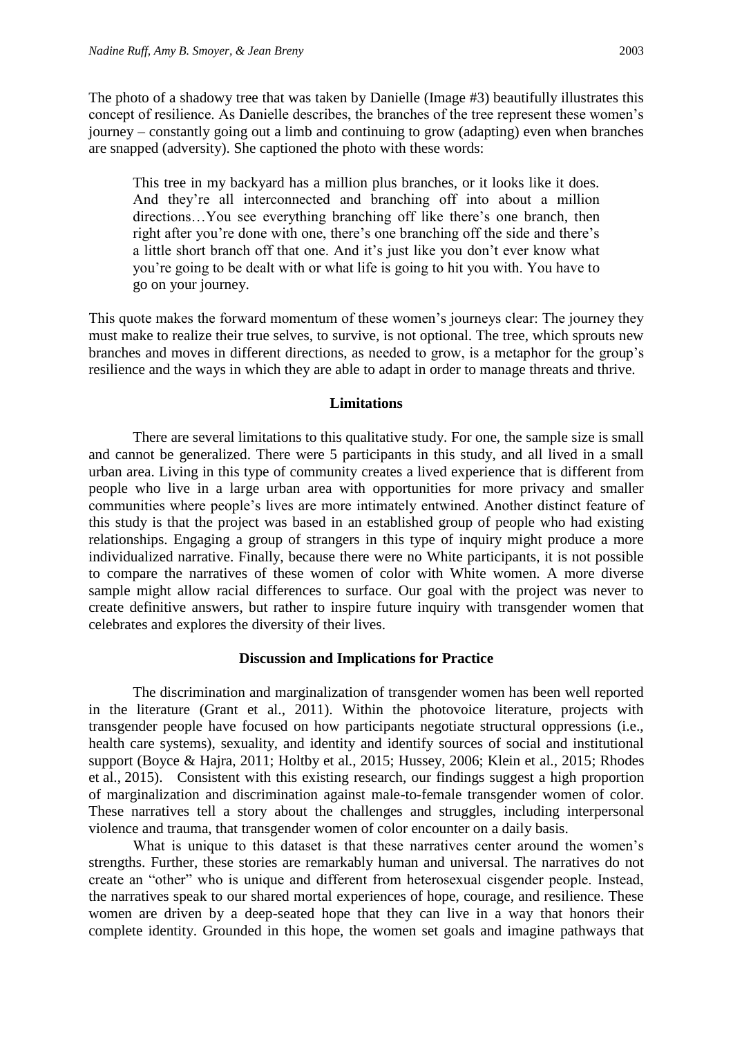The photo of a shadowy tree that was taken by Danielle (Image #3) beautifully illustrates this concept of resilience. As Danielle describes, the branches of the tree represent these women's journey – constantly going out a limb and continuing to grow (adapting) even when branches are snapped (adversity). She captioned the photo with these words:

> This tree in my backyard has a million plus branches, or it looks like it does. And they're all interconnected and branching off into about a million directions…You see everything branching off like there's one branch, then right after you're done with one, there's one branching off the side and there's a little short branch off that one. And it's just like you don't ever know what you're going to be dealt with or what life is going to hit you with. You have to go on your journey.

This quote makes the forward momentum of these women's journeys clear: The journey they must make to realize their true selves, to survive, is not optional. The tree, which sprouts new branches and moves in different directions, as needed to grow, is a metaphor for the group's resilience and the ways in which they are able to adapt in order to manage threats and thrive.

## Limitations

There are several limitations to this qualitative study. For one, the sample size is small and cannot be generalized. There were 5 participants in this study, and all lived in a small urban area. Living in this type of community creates a lived experience that is different from people who live in a large urban area with opportunities for more privacy and smaller communities where people's lives are more intimately entwined. Another distinct feature of this study is that the project was based in an established group of people who had existing relationships. Engaging a group of strangers in this type of inquiry might produce a more individualized narrative. Finally, because there were no White participants, it is not possible to compare the narratives of these women of color with White women. A more diverse sample might allow racial differences to surface. Our goal with the project was never to create definitive answers, but rather to inspire future inquiry with transgender women that celebrates and explores the diversity of their lives.

## Discussion and Implications for Practice

The discrimination and marginalization of transgender women has been well reported in the literature (Grant et al., 2011). Within the photovoice literature, projects with transgender people have focused on how participants negotiate structural oppressions (i.e., health care systems), sexuality, and identity and identify sources of social and institutional support (Boyce & Hajra, 2011; Holtby et al., 2015; Hussey, 2006; Klein et al., 2015; Rhodes et al., 2015). Consistent with this existing research, our findings suggest a high proportion of marginalization and discrimination against male-to-female transgender women of color. These narratives tell a story about the challenges and struggles, including interpersonal violence and trauma, that transgender women of color encounter on a daily basis.

What is unique to this dataset is that these narratives center around the women's strengths. Further, these stories are remarkably human and universal. The narratives do not create an "other" who is unique and different from heterosexual cisgender people. Instead, the narratives speak to our shared mortal experiences of hope, courage, and resilience. These women are driven by a deep-seated hope that they can live in a way that honors their complete identity. Grounded in this hope, the women set goals and imagine pathways that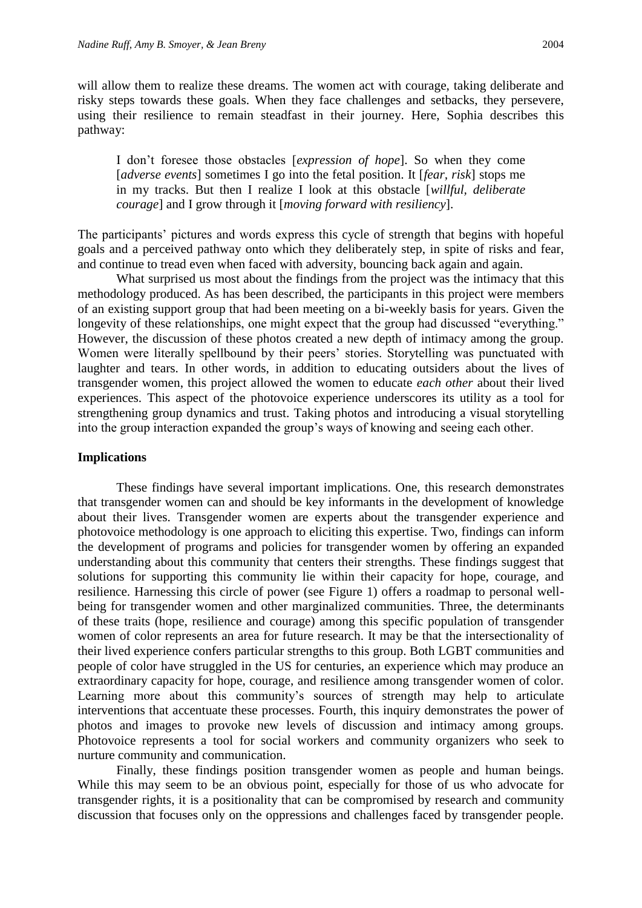will allow them to realize these dreams. The women act with courage, taking deliberate and risky steps towards these goals. When they face challenges and setbacks, they persevere, using their resilience to remain steadfast in their journey. Here, Sophia describes this pathway:

> I don't foresee those obstacles [*expression of hope*]. So when they come [*adverse events*] sometimes I go into the fetal position. It [*fear, risk*] stops me in my tracks. But then I realize I look at this obstacle [*willful, deliberate courage*] and I grow through it [*moving forward with resiliency*].

The participants' pictures and words express this cycle of strength that begins with hopeful goals and a perceived pathway onto which they deliberately step, in spite of risks and fear, and continue to tread even when faced with adversity, bouncing back again and again.

What surprised us most about the findings from the project was the intimacy that this methodology produced. As has been described, the participants in this project were members of an existing support group that had been meeting on a bi-weekly basis for years. Given the longevity of these relationships, one might expect that the group had discussed "everything." However, the discussion of these photos created a new depth of intimacy among the group. Women were literally spellbound by their peers' stories. Storytelling was punctuated with laughter and tears. In other words, in addition to educating outsiders about the lives of transgender women, this project allowed the women to educate *each other* about their lived experiences. This aspect of the photovoice experience underscores its utility as a tool for strengthening group dynamics and trust. Taking photos and introducing a visual storytelling into the group interaction expanded the group's ways of knowing and seeing each other.

**Implications**

These findings have several important implications. One, this research demonstrates that transgender women can and should be key informants in the development of knowledge about their lives. Transgender women are experts about the transgender experience and photovoice methodology is one approach to eliciting this expertise. Two, findings can inform the development of programs and policies for transgender women by offering an expanded understanding about this community that centers their strengths. These findings suggest that solutions for supporting this community lie within their capacity for hope, courage, and resilience. Harnessing this circle of power (see Figure 1) offers a roadmap to personal well-being for transgender women and other marginalized communities. Three, the determinants of these traits (hope, resilience and courage) among this specific population of transgender women of color represents an area for future research. It may be that the intersectionality of their lived experience confers particular strengths to this group. Both LGBT communities and people of color have struggled in the US for centuries, an experience which may produce an extraordinary capacity for hope, courage, and resilience among transgender women of color. Learning more about this community's sources of strength may help to articulate interventions that accentuate these processes. Fourth, this inquiry demonstrates the power of photos and images to provoke new levels of discussion and intimacy among groups. Photovoice represents a tool for social workers and community organizers who seek to nurture community and communication.

Finally, these findings position transgender women as people and human beings. While this may seem to be an obvious point, especially for those of us who advocate for transgender rights, it is a positionality that can be compromised by research and community discussion that focuses only on the oppressions and challenges faced by transgender people.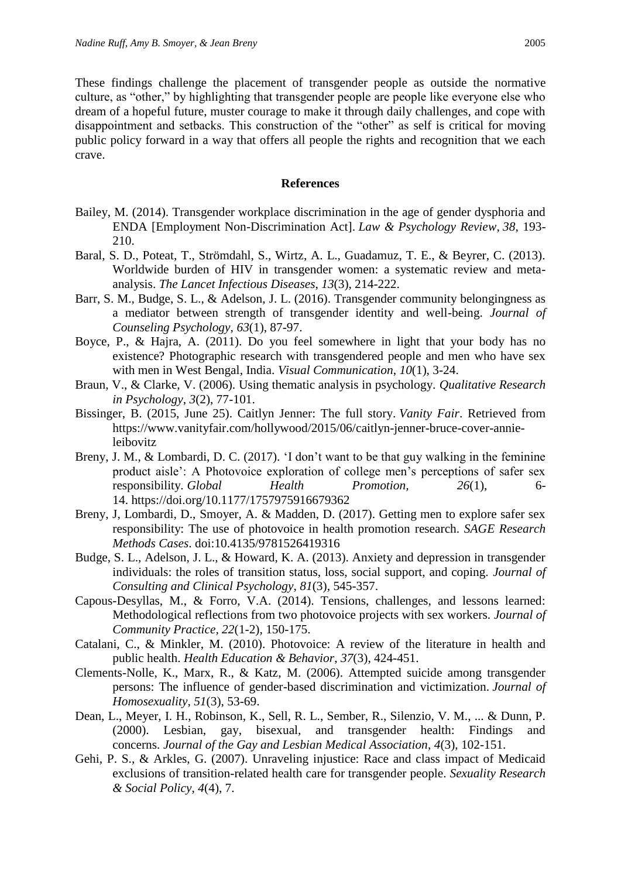These findings challenge the placement of transgender people as outside the normative culture, as "other," by highlighting that transgender people are people like everyone else who dream of a hopeful future, muster courage to make it through daily challenges, and cope with disappointment and setbacks. This construction of the "other" as self is critical for moving public policy forward in a way that offers all people the rights and recognition that we each crave.

## References

Bailey, M. (2014). Transgender workplace discrimination in the age of gender dysphoria and ENDA [Employment Non-Discrimination Act]. *Law & Psychology Review*, *38*, 193-210.

Baral, S. D., Poteat, T., Strömdahl, S., Wirtz, A. L., Guadamuz, T. E., & Beyrer, C. (2013). Worldwide burden of HIV in transgender women: a systematic review and meta-analysis. *The Lancet Infectious Diseases*, *13*(3), 214-222.

Barr, S. M., Budge, S. L., & Adelson, J. L. (2016). Transgender community belongingness as a mediator between strength of transgender identity and well-being. *Journal of Counseling Psychology*, *63*(1), 87-97.

Boyce, P., & Hajra, A. (2011). Do you feel somewhere in light that your body has no existence? Photographic research with transgendered people and men who have sex with men in West Bengal, India. *Visual Communication*, *10*(1), 3-24.

Braun, V., & Clarke, V. (2006). Using thematic analysis in psychology. *Qualitative Research in Psychology*, *3*(2), 77-101.

Bissinger, B. (2015, June 25). Caitlyn Jenner: The full story. *Vanity Fair*. Retrieved from https://www.vanityfair.com/hollywood/2015/06/caitlyn-jenner-bruce-cover-annie-leibovitz

Breny, J. M., & Lombardi, D. C. (2017). 'I don't want to be that guy walking in the feminine product aisle': A Photovoice exploration of college men's perceptions of safer sex responsibility. *Global Health Promotion*, *26*(1), 6-14. https://doi.org/10.1177/1757975916679362

Breny, J, Lombardi, D., Smoyer, A. & Madden, D. (2017). Getting men to explore safer sex responsibility: The use of photovoice in health promotion research. *SAGE Research Methods Cases*. doi:10.4135/9781526419316

Budge, S. L., Adelson, J. L., & Howard, K. A. (2013). Anxiety and depression in transgender individuals: the roles of transition status, loss, social support, and coping. *Journal of Consulting and Clinical Psychology*, *81*(3), 545-357.

Capous-Desyllas, M., & Forro, V.A. (2014). Tensions, challenges, and lessons learned: Methodological reflections from two photovoice projects with sex workers. *Journal of Community Practice*, *22*(1-2), 150-175.

Catalani, C., & Minkler, M. (2010). Photovoice: A review of the literature in health and public health. *Health Education & Behavior*, *37*(3), 424-451.

Clements-Nolle, K., Marx, R., & Katz, M. (2006). Attempted suicide among transgender persons: The influence of gender-based discrimination and victimization. *Journal of Homosexuality*, *51*(3), 53-69.

Dean, L., Meyer, I. H., Robinson, K., Sell, R. L., Sember, R., Silenzio, V. M., ... & Dunn, P. (2000). Lesbian, gay, bisexual, and transgender health: Findings and concerns. *Journal of the Gay and Lesbian Medical Association*, *4*(3), 102-151.

Gehi, P. S., & Arkles, G. (2007). Unraveling injustice: Race and class impact of Medicaid exclusions of transition-related health care for transgender people. *Sexuality Research & Social Policy*, *4*(4), 7.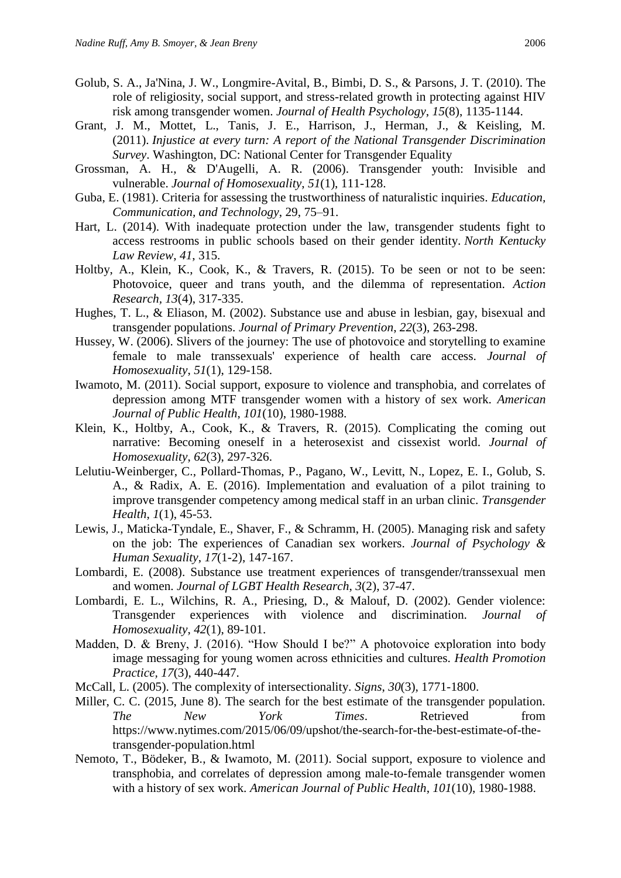Golub, S. A., Ja'Nina, J. W., Longmire-Avital, B., Bimbi, D. S., & Parsons, J. T. (2010). The role of religiosity, social support, and stress-related growth in protecting against HIV risk among transgender women. *Journal of Health Psychology*, *15*(8), 1135-1144.

Grant, J. M., Mottet, L., Tanis, J. E., Harrison, J., Herman, J., & Keisling, M. (2011). *Injustice at every turn: A report of the National Transgender Discrimination Survey*. Washington, DC: National Center for Transgender Equality

Grossman, A. H., & D'Augelli, A. R. (2006). Transgender youth: Invisible and vulnerable. *Journal of Homosexuality*, *51*(1), 111-128.

Guba, E. (1981). Criteria for assessing the trustworthiness of naturalistic inquiries. *Education, Communication, and Technology*, 29, 75–91.

Hart, L. (2014). With inadequate protection under the law, transgender students fight to access restrooms in public schools based on their gender identity. *North Kentucky Law Review*, *41*, 315.

Holtby, A., Klein, K., Cook, K., & Travers, R. (2015). To be seen or not to be seen: Photovoice, queer and trans youth, and the dilemma of representation. *Action Research*, *13*(4), 317-335.

Hughes, T. L., & Eliason, M. (2002). Substance use and abuse in lesbian, gay, bisexual and transgender populations. *Journal of Primary Prevention*, *22*(3), 263-298.

Hussey, W. (2006). Slivers of the journey: The use of photovoice and storytelling to examine female to male transsexuals' experience of health care access. *Journal of Homosexuality*, *51*(1), 129-158.

Iwamoto, M. (2011). Social support, exposure to violence and transphobia, and correlates of depression among MTF transgender women with a history of sex work. *American Journal of Public Health*, *101*(10), 1980-1988.

Klein, K., Holtby, A., Cook, K., & Travers, R. (2015). Complicating the coming out narrative: Becoming oneself in a heterosexist and cissexist world. *Journal of Homosexuality*, *62*(3), 297-326.

Lelutiu-Weinberger, C., Pollard-Thomas, P., Pagano, W., Levitt, N., Lopez, E. I., Golub, S. A., & Radix, A. E. (2016). Implementation and evaluation of a pilot training to improve transgender competency among medical staff in an urban clinic. *Transgender Health*, *1*(1), 45-53.

Lewis, J., Maticka-Tyndale, E., Shaver, F., & Schramm, H. (2005). Managing risk and safety on the job: The experiences of Canadian sex workers. *Journal of Psychology & Human Sexuality*, *17*(1-2), 147-167.

Lombardi, E. (2008). Substance use treatment experiences of transgender/transsexual men and women. *Journal of LGBT Health Research*, *3*(2), 37-47.

Lombardi, E. L., Wilchins, R. A., Priesing, D., & Malouf, D. (2002). Gender violence: Transgender experiences with violence and discrimination. *Journal of Homosexuality*, *42*(1), 89-101.

Madden, D. & Breny, J. (2016). "How Should I be?" A photovoice exploration into body image messaging for young women across ethnicities and cultures. *Health Promotion Practice*, *17*(3), 440-447.

McCall, L. (2005). The complexity of intersectionality. *Signs*, *30*(3), 1771-1800.

Miller, C. C. (2015, June 8). The search for the best estimate of the transgender population. *The New York Times*. Retrieved from https://www.nytimes.com/2015/06/09/upshot/the-search-for-the-best-estimate-of-the-transgender-population.html

Nemoto, T., Bödeker, B., & Iwamoto, M. (2011). Social support, exposure to violence and transphobia, and correlates of depression among male-to-female transgender women with a history of sex work. *American Journal of Public Health*, *101*(10), 1980-1988.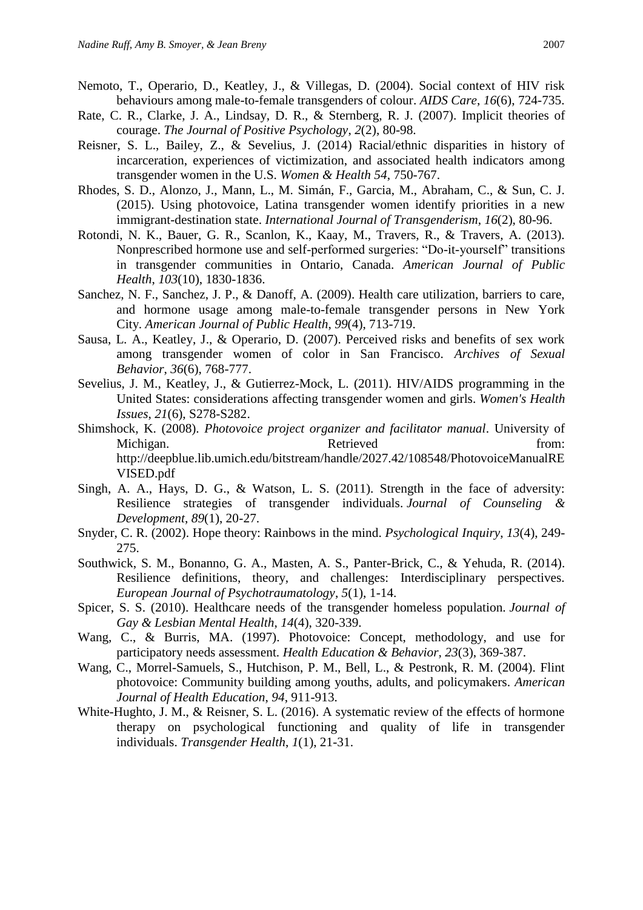Nemoto, T., Operario, D., Keatley, J., & Villegas, D. (2004). Social context of HIV risk behaviours among male-to-female transgenders of colour. *AIDS Care*, *16*(6), 724-735.

Rate, C. R., Clarke, J. A., Lindsay, D. R., & Sternberg, R. J. (2007). Implicit theories of courage. *The Journal of Positive Psychology*, *2*(2), 80-98.

Reisner, S. L., Bailey, Z., & Sevelius, J. (2014) Racial/ethnic disparities in history of incarceration, experiences of victimization, and associated health indicators among transgender women in the U.S. *Women & Health 54*, 750-767.

Rhodes, S. D., Alonzo, J., Mann, L., M. Simán, F., Garcia, M., Abraham, C., & Sun, C. J. (2015). Using photovoice, Latina transgender women identify priorities in a new immigrant-destination state. *International Journal of Transgenderism*, *16*(2), 80-96.

Rotondi, N. K., Bauer, G. R., Scanlon, K., Kaay, M., Travers, R., & Travers, A. (2013). Nonprescribed hormone use and self-performed surgeries: "Do-it-yourself" transitions in transgender communities in Ontario, Canada. *American Journal of Public Health*, *103*(10), 1830-1836.

Sanchez, N. F., Sanchez, J. P., & Danoff, A. (2009). Health care utilization, barriers to care, and hormone usage among male-to-female transgender persons in New York City. *American Journal of Public Health*, *99*(4), 713-719.

Sausa, L. A., Keatley, J., & Operario, D. (2007). Perceived risks and benefits of sex work among transgender women of color in San Francisco. *Archives of Sexual Behavior*, *36*(6), 768-777.

Sevelius, J. M., Keatley, J., & Gutierrez-Mock, L. (2011). HIV/AIDS programming in the United States: considerations affecting transgender women and girls. *Women's Health Issues*, *21*(6), S278-S282.

Shimshock, K. (2008). *Photovoice project organizer and facilitator manual*. University of Michigan. Retrieved from: http://deepblue.lib.umich.edu/bitstream/handle/2027.42/108548/PhotovoiceManualREVISED.pdf

Singh, A. A., Hays, D. G., & Watson, L. S. (2011). Strength in the face of adversity: Resilience strategies of transgender individuals. *Journal of Counseling & Development*, *89*(1), 20-27.

Snyder, C. R. (2002). Hope theory: Rainbows in the mind. *Psychological Inquiry*, *13*(4), 249-275.

Southwick, S. M., Bonanno, G. A., Masten, A. S., Panter-Brick, C., & Yehuda, R. (2014). Resilience definitions, theory, and challenges: Interdisciplinary perspectives. *European Journal of Psychotraumatology*, *5*(1), 1-14.

Spicer, S. S. (2010). Healthcare needs of the transgender homeless population. *Journal of Gay & Lesbian Mental Health*, *14*(4), 320-339.

Wang, C., & Burris, MA. (1997). Photovoice: Concept, methodology, and use for participatory needs assessment. *Health Education & Behavior*, *23*(3), 369-387.

Wang, C., Morrel-Samuels, S., Hutchison, P. M., Bell, L., & Pestronk, R. M. (2004). Flint photovoice: Community building among youths, adults, and policymakers. *American Journal of Health Education*, *94*, 911-913.

White-Hughto, J. M., & Reisner, S. L. (2016). A systematic review of the effects of hormone therapy on psychological functioning and quality of life in transgender individuals. *Transgender Health*, *1*(1), 21-31.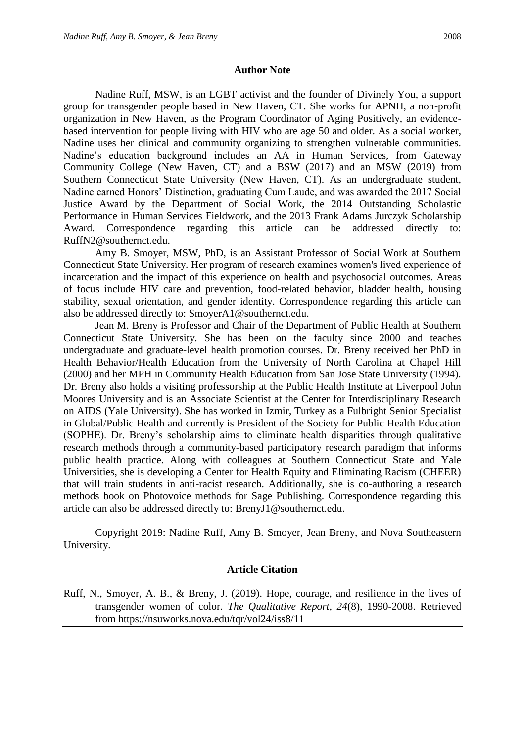## Author Note

Nadine Ruff, MSW, is an LGBT activist and the founder of Divinely You, a support group for transgender people based in New Haven, CT. She works for APNH, a non-profit organization in New Haven, as the Program Coordinator of Aging Positively, an evidence-based intervention for people living with HIV who are age 50 and older. As a social worker, Nadine uses her clinical and community organizing to strengthen vulnerable communities. Nadine's education background includes an AA in Human Services, from Gateway Community College (New Haven, CT) and a BSW (2017) and an MSW (2019) from Southern Connecticut State University (New Haven, CT). As an undergraduate student, Nadine earned Honors' Distinction, graduating Cum Laude, and was awarded the 2017 Social Justice Award by the Department of Social Work, the 2014 Outstanding Scholastic Performance in Human Services Fieldwork, and the 2013 Frank Adams Jurczyk Scholarship Award. Correspondence regarding this article can be addressed directly to: RuffN2@southernct.edu.

Amy B. Smoyer, MSW, PhD, is an Assistant Professor of Social Work at Southern Connecticut State University. Her program of research examines women's lived experience of incarceration and the impact of this experience on health and psychosocial outcomes. Areas of focus include HIV care and prevention, food-related behavior, bladder health, housing stability, sexual orientation, and gender identity. Correspondence regarding this article can also be addressed directly to: SmoyerA1@southernct.edu.

Jean M. Breny is Professor and Chair of the Department of Public Health at Southern Connecticut State University. She has been on the faculty since 2000 and teaches undergraduate and graduate-level health promotion courses. Dr. Breny received her PhD in Health Behavior/Health Education from the University of North Carolina at Chapel Hill (2000) and her MPH in Community Health Education from San Jose State University (1994). Dr. Breny also holds a visiting professorship at the Public Health Institute at Liverpool John Moores University and is an Associate Scientist at the Center for Interdisciplinary Research on AIDS (Yale University). She has worked in Izmir, Turkey as a Fulbright Senior Specialist in Global/Public Health and currently is President of the Society for Public Health Education (SOPHE). Dr. Breny's scholarship aims to eliminate health disparities through qualitative research methods through a community-based participatory research paradigm that informs public health practice. Along with colleagues at Southern Connecticut State and Yale Universities, she is developing a Center for Health Equity and Eliminating Racism (CHEER) that will train students in anti-racist research. Additionally, she is co-authoring a research methods book on Photovoice methods for Sage Publishing. Correspondence regarding this article can also be addressed directly to: BrenyJ1@southernct.edu.

Copyright 2019: Nadine Ruff, Amy B. Smoyer, Jean Breny, and Nova Southeastern University.

## Article Citation

Ruff, N., Smoyer, A. B., & Breny, J. (2019). Hope, courage, and resilience in the lives of transgender women of color. *The Qualitative Report, 24*(8), 1990-2008. Retrieved from https://nsuworks.nova.edu/tqr/vol24/iss8/11